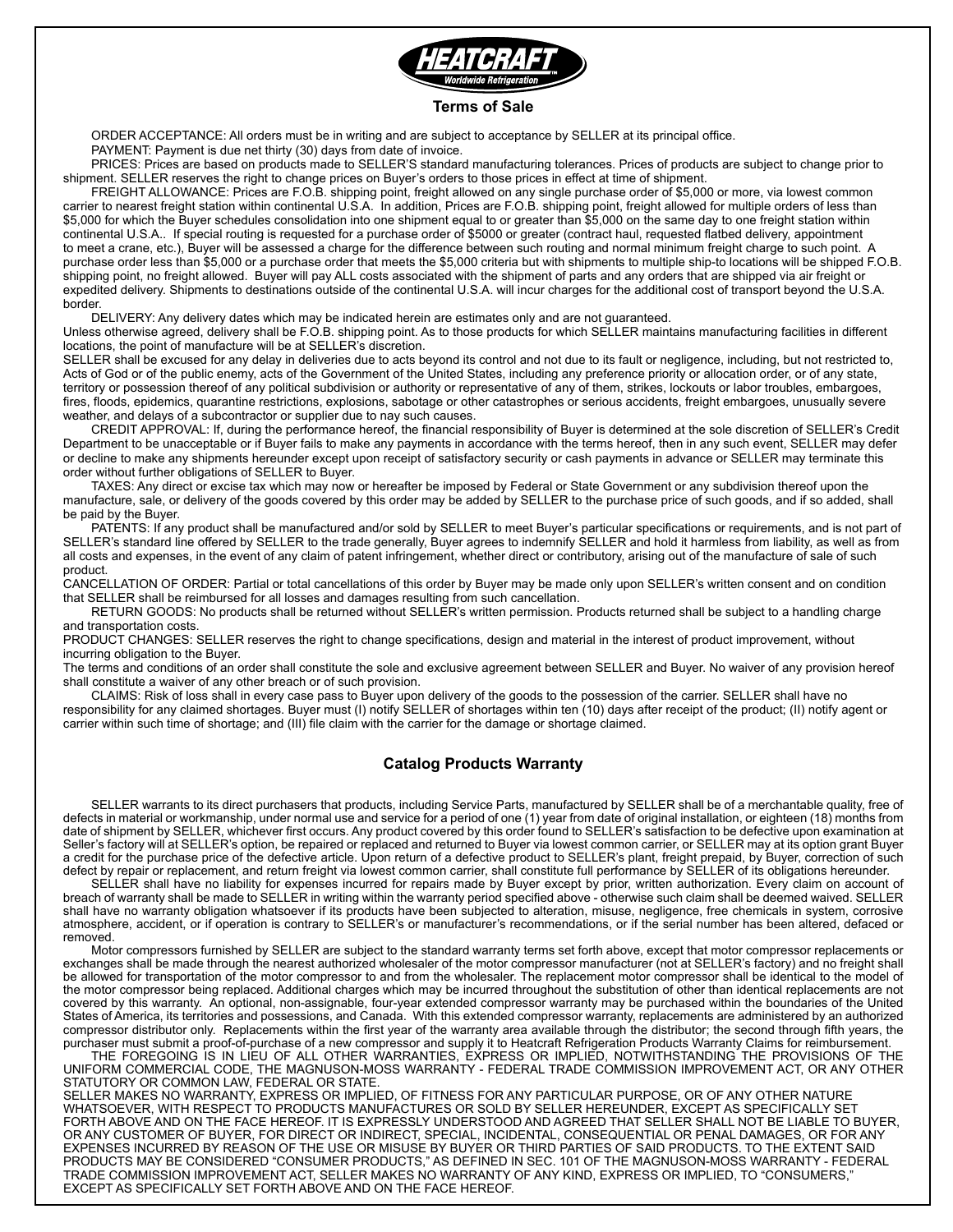HEATCRAFT
Worldwide Refrigeration

## Terms of Sale

ORDER ACCEPTANCE: All orders must be in writing and are subject to acceptance by SELLER at its principal office.

PAYMENT: Payment is due net thirty (30) days from date of invoice.

PRICES: Prices are based on products made to SELLER'S standard manufacturing tolerances. Prices of products are subject to change prior to shipment. SELLER reserves the right to change prices on Buyer's orders to those prices in effect at time of shipment.

FREIGHT ALLOWANCE: Prices are F.O.B. shipping point, freight allowed on any single purchase order of $5,000 or more, via lowest common carrier to nearest freight station within continental U.S.A. In addition, Prices are F.O.B. shipping point, freight allowed for multiple orders of less than $5,000 for which the Buyer schedules consolidation into one shipment equal to or greater than $5,000 on the same day to one freight station within continental U.S.A.. If special routing is requested for a purchase order of $5000 or greater (contract haul, requested flatbed delivery, appointment to meet a crane, etc.), Buyer will be assessed a charge for the difference between such routing and normal minimum freight charge to such point. A purchase order less than $5,000 or a purchase order that meets the $5,000 criteria but with shipments to multiple ship-to locations will be shipped F.O.B. shipping point, no freight allowed. Buyer will pay ALL costs associated with the shipment of parts and any orders that are shipped via air freight or expedited delivery. Shipments to destinations outside of the continental U.S.A. will incur charges for the additional cost of transport beyond the U.S.A. border.

DELIVERY: Any delivery dates which may be indicated herein are estimates only and are not guaranteed.

Unless otherwise agreed, delivery shall be F.O.B. shipping point. As to those products for which SELLER maintains manufacturing facilities in different locations, the point of manufacture will be at SELLER's discretion.

SELLER shall be excused for any delay in deliveries due to acts beyond its control and not due to its fault or negligence, including, but not restricted to, Acts of God or of the public enemy, acts of the Government of the United States, including any preference priority or allocation order, or of any state, territory or possession thereof of any political subdivision or authority or representative of any of them, strikes, lockouts or labor troubles, embargoes, fires, floods, epidemics, quarantine restrictions, explosions, sabotage or other catastrophes or serious accidents, freight embargoes, unusually severe weather, and delays of a subcontractor or supplier due to nay such causes.

CREDIT APPROVAL: If, during the performance hereof, the financial responsibility of Buyer is determined at the sole discretion of SELLER's Credit Department to be unacceptable or if Buyer fails to make any payments in accordance with the terms hereof, then in any such event, SELLER may defer or decline to make any shipments hereunder except upon receipt of satisfactory security or cash payments in advance or SELLER may terminate this order without further obligations of SELLER to Buyer.

TAXES: Any direct or excise tax which may now or hereafter be imposed by Federal or State Government or any subdivision thereof upon the manufacture, sale, or delivery of the goods covered by this order may be added by SELLER to the purchase price of such goods, and if so added, shall be paid by the Buyer.

PATENTS: If any product shall be manufactured and/or sold by SELLER to meet Buyer's particular specifications or requirements, and is not part of SELLER's standard line offered by SELLER to the trade generally, Buyer agrees to indemnify SELLER and hold it harmless from liability, as well as from all costs and expenses, in the event of any claim of patent infringement, whether direct or contributory, arising out of the manufacture of sale of such product.

CANCELLATION OF ORDER: Partial or total cancellations of this order by Buyer may be made only upon SELLER's written consent and on condition that SELLER shall be reimbursed for all losses and damages resulting from such cancellation.

RETURN GOODS: No products shall be returned without SELLER's written permission. Products returned shall be subject to a handling charge and transportation costs.

PRODUCT CHANGES: SELLER reserves the right to change specifications, design and material in the interest of product improvement, without incurring obligation to the Buyer.

The terms and conditions of an order shall constitute the sole and exclusive agreement between SELLER and Buyer. No waiver of any provision hereof shall constitute a waiver of any other breach or of such provision.

CLAIMS: Risk of loss shall in every case pass to Buyer upon delivery of the goods to the possession of the carrier. SELLER shall have no responsibility for any claimed shortages. Buyer must (I) notify SELLER of shortages within ten (10) days after receipt of the product; (II) notify agent or carrier within such time of shortage; and (III) file claim with the carrier for the damage or shortage claimed.

## Catalog Products Warranty

SELLER warrants to its direct purchasers that products, including Service Parts, manufactured by SELLER shall be of a merchantable quality, free of defects in material or workmanship, under normal use and service for a period of one (1) year from date of original installation, or eighteen (18) months from date of shipment by SELLER, whichever first occurs. Any product covered by this order found to SELLER's satisfaction to be defective upon examination at Seller's factory will at SELLER's option, be repaired or replaced and returned to Buyer via lowest common carrier, or SELLER may at its option grant Buyer a credit for the purchase price of the defective article. Upon return of a defective product to SELLER's plant, freight prepaid, by Buyer, correction of such defect by repair or replacement, and return freight via lowest common carrier, shall constitute full performance by SELLER of its obligations hereunder.

SELLER shall have no liability for expenses incurred for repairs made by Buyer except by prior, written authorization. Every claim on account of breach of warranty shall be made to SELLER in writing within the warranty period specified above - otherwise such claim shall be deemed waived. SELLER shall have no warranty obligation whatsoever if its products have been subjected to alteration, misuse, negligence, free chemicals in system, corrosive atmosphere, accident, or if operation is contrary to SELLER's or manufacturer's recommendations, or if the serial number has been altered, defaced or removed.

Motor compressors furnished by SELLER are subject to the standard warranty terms set forth above, except that motor compressor replacements or exchanges shall be made through the nearest authorized wholesaler of the motor compressor manufacturer (not at SELLER's factory) and no freight shall be allowed for transportation of the motor compressor to and from the wholesaler. The replacement motor compressor shall be identical to the model of the motor compressor being replaced. Additional charges which may be incurred throughout the substitution of other than identical replacements are not covered by this warranty. An optional, non-assignable, four-year extended compressor warranty may be purchased within the boundaries of the United States of America, its territories and possessions, and Canada. With this extended compressor warranty, replacements are administered by an authorized compressor distributor only. Replacements within the first year of the warranty area available through the distributor; the second through fifth years, the purchaser must submit a proof-of-purchase of a new compressor and supply it to Heatcraft Refrigeration Products Warranty Claims for reimbursement.

THE FOREGOING IS IN LIEU OF ALL OTHER WARRANTIES, EXPRESS OR IMPLIED, NOTWITHSTANDING THE PROVISIONS OF THE UNIFORM COMMERCIAL CODE, THE MAGNUSON-MOSS WARRANTY - FEDERAL TRADE COMMISSION IMPROVEMENT ACT, OR ANY OTHER STATUTORY OR COMMON LAW, FEDERAL OR STATE.

SELLER MAKES NO WARRANTY, EXPRESS OR IMPLIED, OF FITNESS FOR ANY PARTICULAR PURPOSE, OR OF ANY OTHER NATURE WHATSOEVER, WITH RESPECT TO PRODUCTS MANUFACTURES OR SOLD BY SELLER HEREUNDER, EXCEPT AS SPECIFICALLY SET FORTH ABOVE AND ON THE FACE HEREOF. IT IS EXPRESSLY UNDERSTOOD AND AGREED THAT SELLER SHALL NOT BE LIABLE TO BUYER, OR ANY CUSTOMER OF BUYER, FOR DIRECT OR INDIRECT, SPECIAL, INCIDENTAL, CONSEQUENTIAL OR PENAL DAMAGES, OR FOR ANY EXPENSES INCURRED BY REASON OF THE USE OR MISUSE BY BUYER OR THIRD PARTIES OF SAID PRODUCTS. TO THE EXTENT SAID PRODUCTS MAY BE CONSIDERED "CONSUMER PRODUCTS," AS DEFINED IN SEC. 101 OF THE MAGNUSON-MOSS WARRANTY - FEDERAL TRADE COMMISSION IMPROVEMENT ACT, SELLER MAKES NO WARRANTY OF ANY KIND, EXPRESS OR IMPLIED, TO "CONSUMERS," EXCEPT AS SPECIFICALLY SET FORTH ABOVE AND ON THE FACE HEREOF.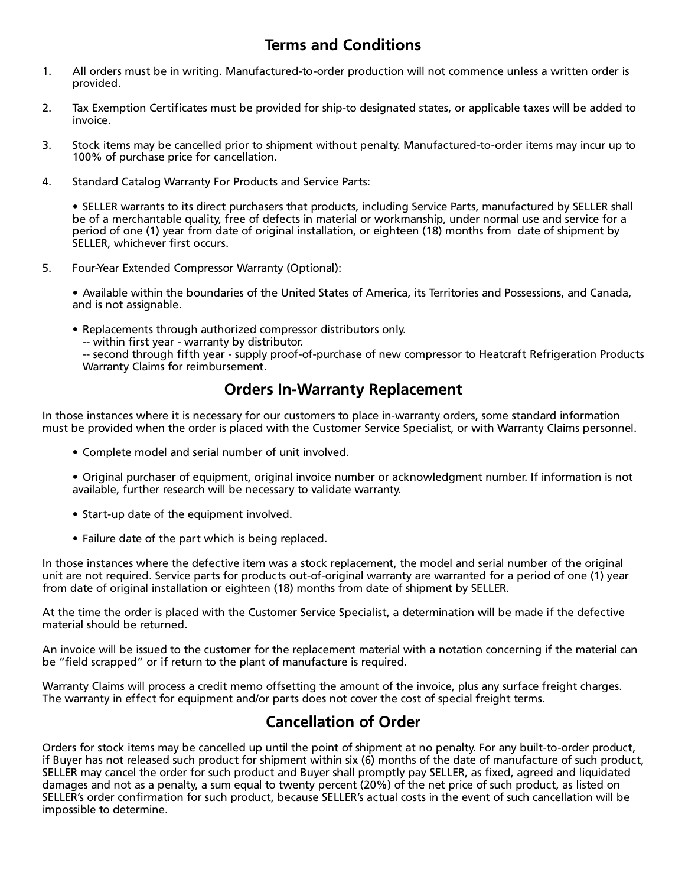# Terms and Conditions

1. All orders must be in writing. Manufactured-to-order production will not commence unless a written order is provided.

2. Tax Exemption Certificates must be provided for ship-to designated states, or applicable taxes will be added to invoice.

3. Stock items may be cancelled prior to shipment without penalty. Manufactured-to-order items may incur up to 100% of purchase price for cancellation.

4. Standard Catalog Warranty For Products and Service Parts:

   • SELLER warrants to its direct purchasers that products, including Service Parts, manufactured by SELLER shall be of a merchantable quality, free of defects in material or workmanship, under normal use and service for a period of one (1) year from date of original installation, or eighteen (18) months from date of shipment by SELLER, whichever first occurs.

5. Four-Year Extended Compressor Warranty (Optional):

   • Available within the boundaries of the United States of America, its Territories and Possessions, and Canada, and is not assignable.

   • Replacements through authorized compressor distributors only.
   -- within first year - warranty by distributor.
   -- second through fifth year - supply proof-of-purchase of new compressor to Heatcraft Refrigeration Products Warranty Claims for reimbursement.

## Orders In-Warranty Replacement

In those instances where it is necessary for our customers to place in-warranty orders, some standard information must be provided when the order is placed with the Customer Service Specialist, or with Warranty Claims personnel.

- Complete model and serial number of unit involved.
- Original purchaser of equipment, original invoice number or acknowledgment number. If information is not available, further research will be necessary to validate warranty.
- Start-up date of the equipment involved.
- Failure date of the part which is being replaced.

In those instances where the defective item was a stock replacement, the model and serial number of the original unit are not required. Service parts for products out-of-original warranty are warranted for a period of one (1) year from date of original installation or eighteen (18) months from date of shipment by SELLER.

At the time the order is placed with the Customer Service Specialist, a determination will be made if the defective material should be returned.

An invoice will be issued to the customer for the replacement material with a notation concerning if the material can be "field scrapped" or if return to the plant of manufacture is required.

Warranty Claims will process a credit memo offsetting the amount of the invoice, plus any surface freight charges. The warranty in effect for equipment and/or parts does not cover the cost of special freight terms.

## Cancellation of Order

Orders for stock items may be cancelled up until the point of shipment at no penalty. For any built-to-order product, if Buyer has not released such product for shipment within six (6) months of the date of manufacture of such product, SELLER may cancel the order for such product and Buyer shall promptly pay SELLER, as fixed, agreed and liquidated damages and not as a penalty, a sum equal to twenty percent (20%) of the net price of such product, as listed on SELLER's order confirmation for such product, because SELLER's actual costs in the event of such cancellation will be impossible to determine.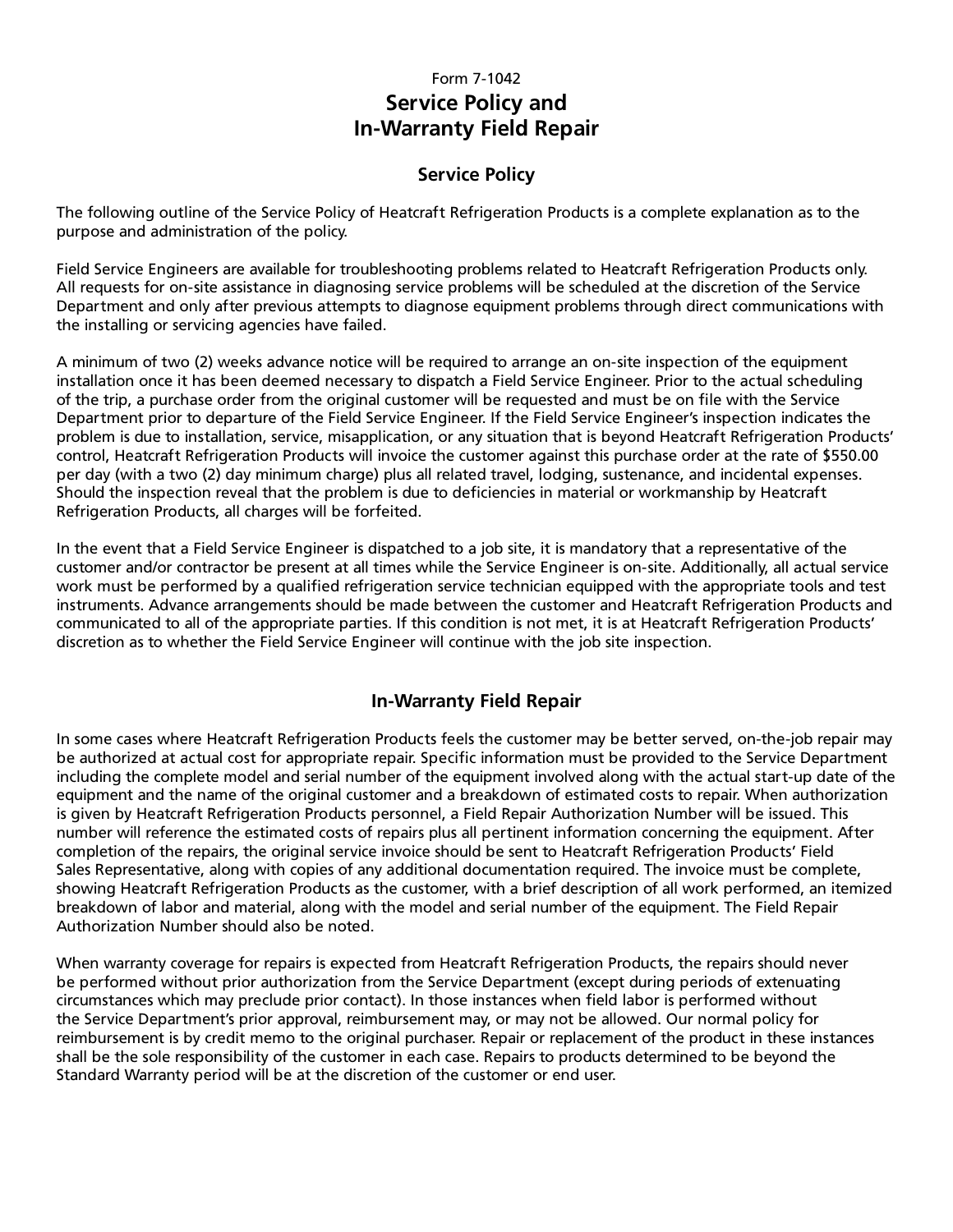Form 7-1042

# Service Policy and In-Warranty Field Repair

## Service Policy

The following outline of the Service Policy of Heatcraft Refrigeration Products is a complete explanation as to the purpose and administration of the policy.

Field Service Engineers are available for troubleshooting problems related to Heatcraft Refrigeration Products only. All requests for on-site assistance in diagnosing service problems will be scheduled at the discretion of the Service Department and only after previous attempts to diagnose equipment problems through direct communications with the installing or servicing agencies have failed.

A minimum of two (2) weeks advance notice will be required to arrange an on-site inspection of the equipment installation once it has been deemed necessary to dispatch a Field Service Engineer. Prior to the actual scheduling of the trip, a purchase order from the original customer will be requested and must be on file with the Service Department prior to departure of the Field Service Engineer. If the Field Service Engineer's inspection indicates the problem is due to installation, service, misapplication, or any situation that is beyond Heatcraft Refrigeration Products' control, Heatcraft Refrigeration Products will invoice the customer against this purchase order at the rate of $550.00 per day (with a two (2) day minimum charge) plus all related travel, lodging, sustenance, and incidental expenses. Should the inspection reveal that the problem is due to deficiencies in material or workmanship by Heatcraft Refrigeration Products, all charges will be forfeited.

In the event that a Field Service Engineer is dispatched to a job site, it is mandatory that a representative of the customer and/or contractor be present at all times while the Service Engineer is on-site. Additionally, all actual service work must be performed by a qualified refrigeration service technician equipped with the appropriate tools and test instruments. Advance arrangements should be made between the customer and Heatcraft Refrigeration Products and communicated to all of the appropriate parties. If this condition is not met, it is at Heatcraft Refrigeration Products' discretion as to whether the Field Service Engineer will continue with the job site inspection.

## In-Warranty Field Repair

In some cases where Heatcraft Refrigeration Products feels the customer may be better served, on-the-job repair may be authorized at actual cost for appropriate repair. Specific information must be provided to the Service Department including the complete model and serial number of the equipment involved along with the actual start-up date of the equipment and the name of the original customer and a breakdown of estimated costs to repair. When authorization is given by Heatcraft Refrigeration Products personnel, a Field Repair Authorization Number will be issued. This number will reference the estimated costs of repairs plus all pertinent information concerning the equipment. After completion of the repairs, the original service invoice should be sent to Heatcraft Refrigeration Products' Field Sales Representative, along with copies of any additional documentation required. The invoice must be complete, showing Heatcraft Refrigeration Products as the customer, with a brief description of all work performed, an itemized breakdown of labor and material, along with the model and serial number of the equipment. The Field Repair Authorization Number should also be noted.

When warranty coverage for repairs is expected from Heatcraft Refrigeration Products, the repairs should never be performed without prior authorization from the Service Department (except during periods of extenuating circumstances which may preclude prior contact). In those instances when field labor is performed without the Service Department's prior approval, reimbursement may, or may not be allowed. Our normal policy for reimbursement is by credit memo to the original purchaser. Repair or replacement of the product in these instances shall be the sole responsibility of the customer in each case. Repairs to products determined to be beyond the Standard Warranty period will be at the discretion of the customer or end user.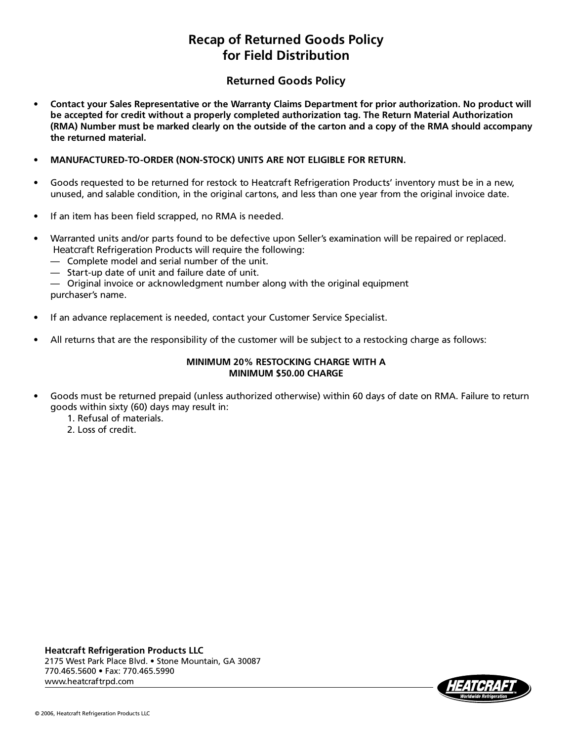# Recap of Returned Goods Policy for Field Distribution

## Returned Goods Policy

- **Contact your Sales Representative or the Warranty Claims Department for prior authorization. No product will be accepted for credit without a properly completed authorization tag. The Return Material Authorization (RMA) Number must be marked clearly on the outside of the carton and a copy of the RMA should accompany the returned material.**
- **MANUFACTURED-TO-ORDER (NON-STOCK) UNITS ARE NOT ELIGIBLE FOR RETURN.**
- Goods requested to be returned for restock to Heatcraft Refrigeration Products' inventory must be in a new, unused, and salable condition, in the original cartons, and less than one year from the original invoice date.
- If an item has been field scrapped, no RMA is needed.
- Warranted units and/or parts found to be defective upon Seller's examination will be repaired or replaced. Heatcraft Refrigeration Products will require the following:
  — Complete model and serial number of the unit.
  — Start-up date of unit and failure date of unit.
  — Original invoice or acknowledgment number along with the original equipment purchaser's name.
- If an advance replacement is needed, contact your Customer Service Specialist.
- All returns that are the responsibility of the customer will be subject to a restocking charge as follows:

**MINIMUM 20% RESTOCKING CHARGE WITH A MINIMUM $50.00 CHARGE**

- Goods must be returned prepaid (unless authorized otherwise) within 60 days of date on RMA. Failure to return goods within sixty (60) days may result in:
  1. Refusal of materials.
  2. Loss of credit.

**Heatcraft Refrigeration Products LLC**
2175 West Park Place Blvd. • Stone Mountain, GA 30087
770.465.5600 • Fax: 770.465.5990
www.heatcraftrpd.com

HEATCRAFT Worldwide Refrigeration

© 2006, Heatcraft Refrigeration Products LLC